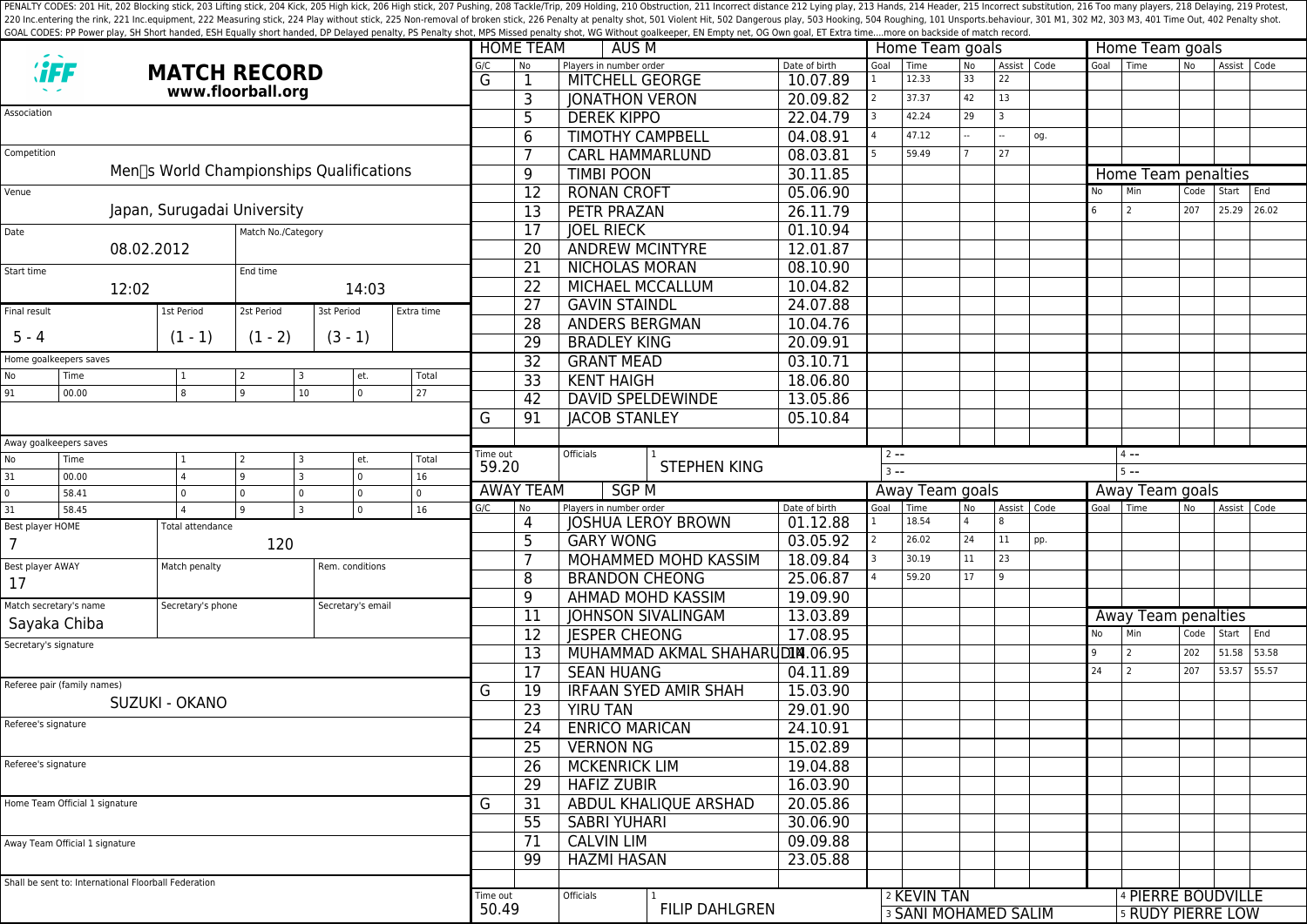PENALTY CODES: 201 Hit, 202 Blocking stick, 203 Lifting stick, 204 Kick, 205 High kick, 206 High stick, 207 Pushing, 208 Tackle/Trip, 209 Holding, 210 Obstruction, 211 Incorrect distance 212 Lying play, 213 Hands, 214 Header, 215 Incorrect substitution, 216 Too many players, 218 Delaying, 219 Protest, 220 Inc.entering the rink, 221 Inc.equipment, 222 Measuring stick, 224 Play without stick, 225 Non-removal of broken stick, 226 Penalty at penalty shot, 501 Violent Hit, 502 Dangerous play, 503 Hooking, 504 Roughing, 101 Unsports.behaviour, 301 M1, 302 M2, 303 M3, 401 Time Out, 402 Penalty shot.
GOAL CODES: PP Power play, SH Short handed, ESH Equally short handed, DP Delayed penalty, PS Penalty shot, MPS Missed penalty shot, WG Without goalkeeper, EN Empty net, OG Own goal, ET Extra time....more on backside of match record.

# MATCH RECORD

**www.floorball.org**

| Field | Value |
|---|---|
| Association | |
| Competition | Men's World Championships Qualifications |
| Venue | Japan, Surugadai University |
| Date | 08.02.2012 |
| Match No./Category | |
| Start time | 12:02 |
| End time | 14:03 |

| Final result | 1st Period | 2st Period | 3st Period | Extra time |
|---|---|---|---|---|
| 5 - 4 | (1 - 1) | (1 - 2) | (3 - 1) | |

Home goalkeepers saves

| No | Time | 1 | 2 | 3 | et. | Total |
|---|---|---|---|---|---|---|
| 91 | 00.00 | 8 | 9 | 10 | 0 | 27 |

Away goalkeepers saves

| No | Time | 1 | 2 | 3 | et. | Total |
|---|---|---|---|---|---|---|
| 31 | 00.00 | 4 | 9 | 3 | 0 | 16 |
| 0 | 58.41 | 0 | 0 | 0 | 0 | 0 |
| 31 | 58.45 | 4 | 9 | 3 | 0 | 16 |

| Field | Value |
|---|---|
| Best player HOME | 7 |
| Total attendance | 120 |
| Best player AWAY | 17 |
| Match penalty | |
| Rem. conditions | |
| Match secretary's name | Sayaka Chiba |
| Secretary's phone | |
| Secretary's email | |
| Secretary's signature | |
| Referee pair (family names) | SUZUKI - OKANO |
| Referee's signature | |
| Referee's signature | |
| Home Team Official 1 signature | |
| Away Team Official 1 signature | |

Shall be sent to: International Floorball Federation

## HOME TEAM: AUS M

| G/C | No | Players in number order | Date of birth |
|---|---|---|---|
| G | 1 | MITCHELL GEORGE | 10.07.89 |
| | 3 | JONATHON VERON | 20.09.82 |
| | 5 | DEREK KIPPO | 22.04.79 |
| | 6 | TIMOTHY CAMPBELL | 04.08.91 |
| | 7 | CARL HAMMARLUND | 08.03.81 |
| | 9 | TIMBI POON | 30.11.85 |
| | 12 | RONAN CROFT | 05.06.90 |
| | 13 | PETR PRAZAN | 26.11.79 |
| | 17 | JOEL RIECK | 01.10.94 |
| | 20 | ANDREW MCINTYRE | 12.01.87 |
| | 21 | NICHOLAS MORAN | 08.10.90 |
| | 22 | MICHAEL MCCALLUM | 10.04.82 |
| | 27 | GAVIN STAINDL | 24.07.88 |
| | 28 | ANDERS BERGMAN | 10.04.76 |
| | 29 | BRADLEY KING | 20.09.91 |
| | 32 | GRANT MEAD | 03.10.71 |
| | 33 | KENT HAIGH | 18.06.80 |
| | 42 | DAVID SPELDEWINDE | 13.05.86 |
| G | 91 | JACOB STANLEY | 05.10.84 |

Time out: 59.20

Officials: 1 STEPHEN KING, 2 --, 3 --, 4 --, 5 --

Home Team goals

| Goal | Time | No | Assist | Code |
|---|---|---|---|---|
| 1 | 12.33 | 33 | 22 | |
| 2 | 37.37 | 42 | 13 | |
| 3 | 42.24 | 29 | 3 | |
| 4 | 47.12 | -- | -- | og. |
| 5 | 59.49 | 7 | 27 | |

Home Team penalties

| No | Min | Code | Start | End |
|---|---|---|---|---|
| 6 | 2 | 207 | 25.29 | 26.02 |

## AWAY TEAM: SGP M

| G/C | No | Players in number order | Date of birth |
|---|---|---|---|
| | 4 | JOSHUA LEROY BROWN | 01.12.88 |
| | 5 | GARY WONG | 03.05.92 |
| | 7 | MOHAMMED MOHD KASSIM | 18.09.84 |
| | 8 | BRANDON CHEONG | 25.06.87 |
| | 9 | AHMAD MOHD KASSIM | 19.09.90 |
| | 11 | JOHNSON SIVALINGAM | 13.03.89 |
| | 12 | JESPER CHEONG | 17.08.95 |
| | 13 | MUHAMMAD AKMAL SHAHARUDIN | 14.06.95 |
| | 17 | SEAN HUANG | 04.11.89 |
| G | 19 | IRFAAN SYED AMIR SHAH | 15.03.90 |
| | 23 | YIRU TAN | 29.01.90 |
| | 24 | ENRICO MARICAN | 24.10.91 |
| | 25 | VERNON NG | 15.02.89 |
| | 26 | MCKENRICK LIM | 19.04.88 |
| | 29 | HAFIZ ZUBIR | 16.03.90 |
| G | 31 | ABDUL KHALIQUE ARSHAD | 20.05.86 |
| | 55 | SABRI YUHARI | 30.06.90 |
| | 71 | CALVIN LIM | 09.09.88 |
| | 99 | HAZMI HASAN | 23.05.88 |

Time out: 50.49

Officials: 1 FILIP DAHLGREN, 2 KEVIN TAN, 3 SANI MOHAMED SALIM, 4 PIERRE BOUDVILLE, 5 RUDY PIERRE LOW

Away Team goals

| Goal | Time | No | Assist | Code |
|---|---|---|---|---|
| 1 | 18.54 | 4 | 8 | |
| 2 | 26.02 | 24 | 11 | pp. |
| 3 | 30.19 | 11 | 23 | |
| 4 | 59.20 | 17 | 9 | |

Away Team penalties

| No | Min | Code | Start | End |
|---|---|---|---|---|
| 9 | 2 | 202 | 51.58 | 53.58 |
| 24 | 2 | 207 | 53.57 | 55.57 |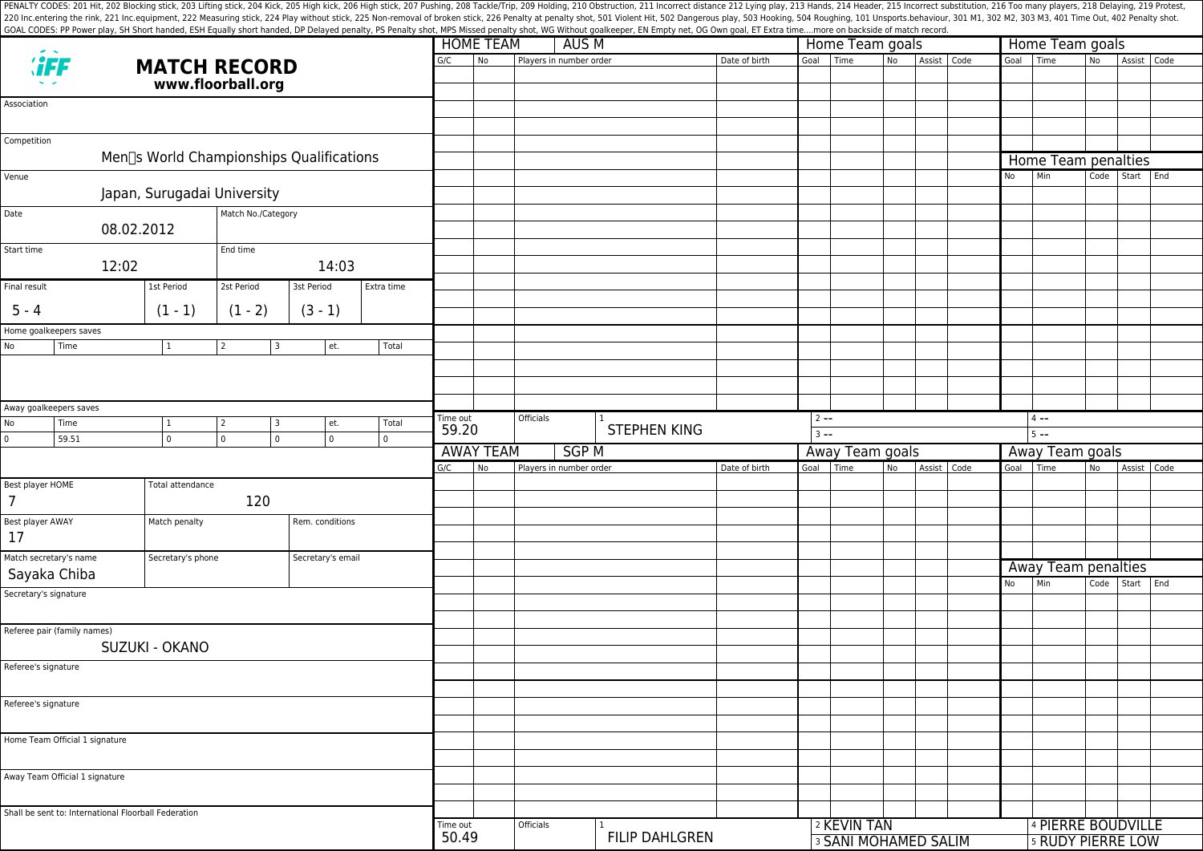PENALTY CODES: 201 Hit, 202 Blocking stick, 203 Lifting stick, 204 Kick, 205 High kick, 206 High stick, 207 Pushing, 208 Tackle/Trip, 209 Holding, 210 Obstruction, 211 Incorrect distance 212 Lying play, 213 Hands, 214 Header, 215 Incorrect substitution, 216 Too many players, 218 Delaying, 219 Protest, 220 Inc.entering the rink, 221 Inc.equipment, 222 Measuring stick, 224 Play without stick, 225 Non-removal of broken stick, 226 Penalty at penalty shot, 501 Violent Hit, 502 Dangerous play, 503 Hooking, 504 Roughing, 101 Unsports.behaviour, 301 M1, 302 M2, 303 M3, 401 Time Out, 402 Penalty shot.

GOAL CODES: PP Power play, SH Short handed, ESH Equally short handed, DP Delayed penalty, PS Penalty shot, MPS Missed penalty shot, WG Without goalkeeper, EN Empty net, OG Own goal, ET Extra time....more on backside of match record.

# IFF MATCH RECORD

**www.floorball.org**

| | |
|---|---|
| Association | |
| Competition | Men's World Championships Qualifications |
| Venue | Japan, Surugadai University |
| Date | 08.02.2012 |
| Match No./Category | |
| Start time | 12:02 |
| End time | 14:03 |

| Final result | 1st Period | 2st Period | 3st Period | Extra time |
|---|---|---|---|---|
| 5 - 4 | (1 - 1) | (1 - 2) | (3 - 1) | |

Home goalkeepers saves

| No | Time | 1 | 2 | 3 | et. | Total |
|---|---|---|---|---|---|---|
| | | | | | | |

Away goalkeepers saves

| No | Time | 1 | 2 | 3 | et. | Total |
|---|---|---|---|---|---|---|
| 0 | 59.51 | 0 | 0 | 0 | 0 | 0 |

| | |
|---|---|
| Best player HOME | 7 |
| Total attendance | 120 |
| Best player AWAY | 17 |
| Match penalty | |
| Rem. conditions | |
| Match secretary's name | Sayaka Chiba |
| Secretary's phone | |
| Secretary's email | |
| Secretary's signature | |
| Referee pair (family names) | SUZUKI - OKANO |
| Referee's signature | |
| Referee's signature | |
| Home Team Official 1 signature | |
| Away Team Official 1 signature | |

Shall be sent to: International Floorball Federation

## HOME TEAM: AUS M

| G/C | No | Players in number order | Date of birth |
|---|---|---|---|
| | | | |

Home Team goals

| Goal | Time | No | Assist | Code |
|---|---|---|---|---|
| | | | | |

Home Team penalties

| No | Min | Code | Start | End |
|---|---|---|---|---|
| | | | | |

Time out: 59.20

Officials:
1 STEPHEN KING
2 --
3 --
4 --
5 --

## AWAY TEAM: SGP M

| G/C | No | Players in number order | Date of birth |
|---|---|---|---|
| | | | |

Away Team goals

| Goal | Time | No | Assist | Code |
|---|---|---|---|---|
| | | | | |

Away Team penalties

| No | Min | Code | Start | End |
|---|---|---|---|---|
| | | | | |

Time out: 50.49

Officials:
1 FILIP DAHLGREN
2 KEVIN TAN
3 SANI MOHAMED SALIM
4 PIERRE BOUDVILLE
5 RUDY PIERRE LOW